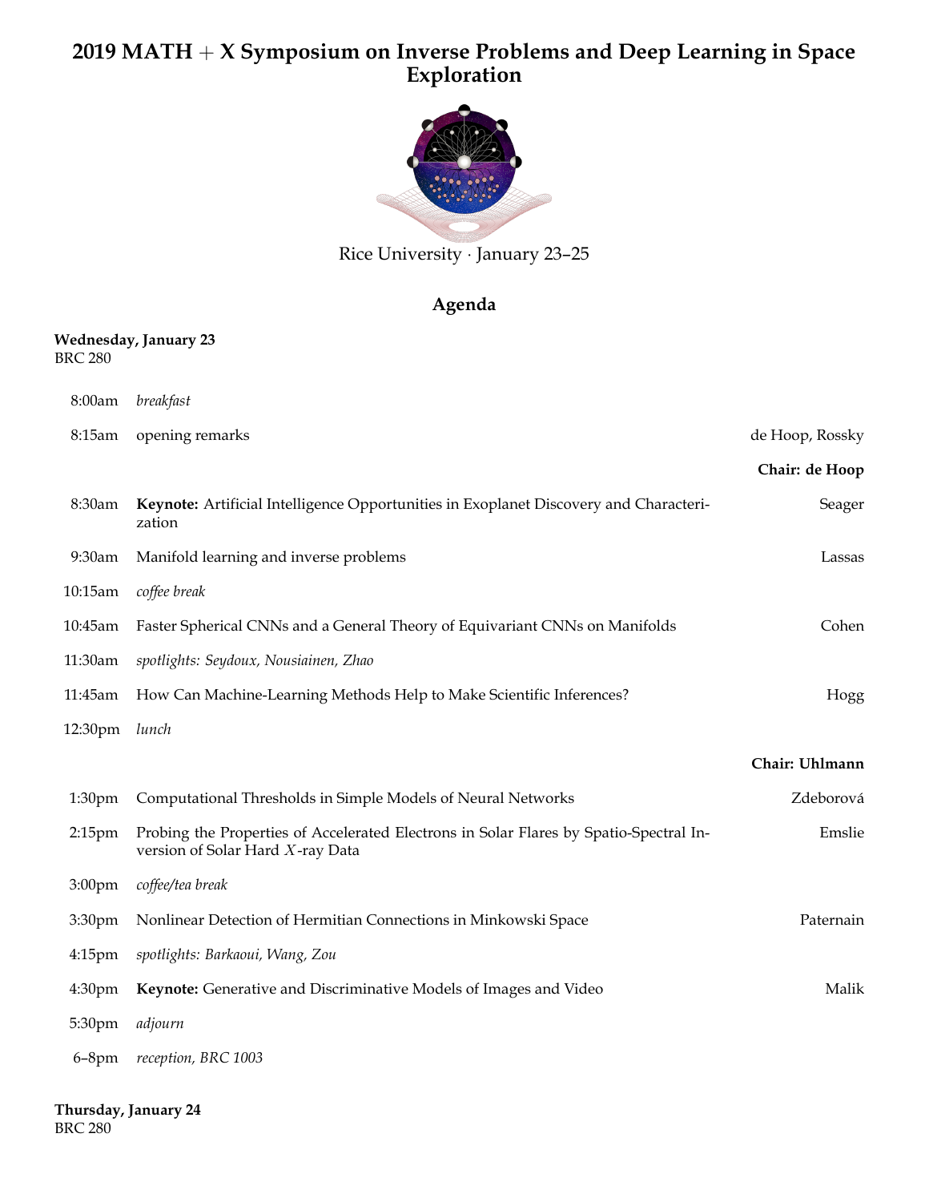# 2019 MATH + X Symposium on Inverse Problems and Deep Learning in Space Exploration

Rice University · January 23–25

## Agenda

**Wednesday, January 23**
BRC 280

| | | |
|---|---|---|
| 8:00am | *breakfast* | |
| 8:15am | opening remarks | de Hoop, Rossky |
| | | **Chair: de Hoop** |
| 8:30am | **Keynote:** Artificial Intelligence Opportunities in Exoplanet Discovery and Characterization | Seager |
| 9:30am | Manifold learning and inverse problems | Lassas |
| 10:15am | *coffee break* | |
| 10:45am | Faster Spherical CNNs and a General Theory of Equivariant CNNs on Manifolds | Cohen |
| 11:30am | *spotlights: Seydoux, Nousiainen, Zhao* | |
| 11:45am | How Can Machine-Learning Methods Help to Make Scientific Inferences? | Hogg |
| 12:30pm | *lunch* | |
| | | **Chair: Uhlmann** |
| 1:30pm | Computational Thresholds in Simple Models of Neural Networks | Zdeborová |
| 2:15pm | Probing the Properties of Accelerated Electrons in Solar Flares by Spatio-Spectral Inversion of Solar Hard $X$-ray Data | Emslie |
| 3:00pm | *coffee/tea break* | |
| 3:30pm | Nonlinear Detection of Hermitian Connections in Minkowski Space | Paternain |
| 4:15pm | *spotlights: Barkaoui, Wang, Zou* | |
| 4:30pm | **Keynote:** Generative and Discriminative Models of Images and Video | Malik |
| 5:30pm | *adjourn* | |
| 6–8pm | *reception, BRC 1003* | |

**Thursday, January 24**
BRC 280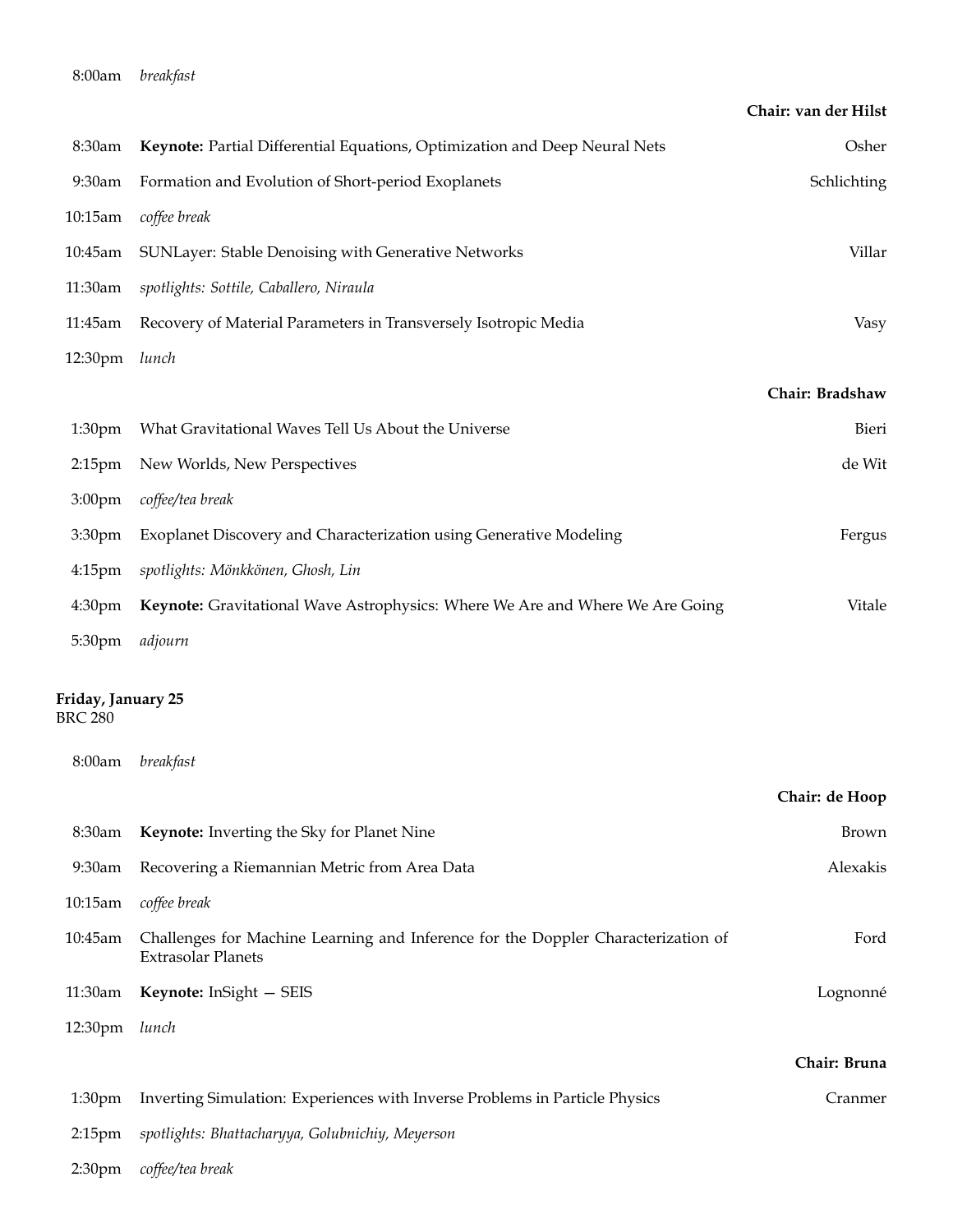| | | |
|---|---|---|
| 8:00am | *breakfast* | |
| | | **Chair: van der Hilst** |
| 8:30am | **Keynote:** Partial Differential Equations, Optimization and Deep Neural Nets | Osher |
| 9:30am | Formation and Evolution of Short-period Exoplanets | Schlichting |
| 10:15am | *coffee break* | |
| 10:45am | SUNLayer: Stable Denoising with Generative Networks | Villar |
| 11:30am | *spotlights: Sottile, Caballero, Niraula* | |
| 11:45am | Recovery of Material Parameters in Transversely Isotropic Media | Vasy |
| 12:30pm | *lunch* | |
| | | **Chair: Bradshaw** |
| 1:30pm | What Gravitational Waves Tell Us About the Universe | Bieri |
| 2:15pm | New Worlds, New Perspectives | de Wit |
| 3:00pm | *coffee/tea break* | |
| 3:30pm | Exoplanet Discovery and Characterization using Generative Modeling | Fergus |
| 4:15pm | *spotlights: Mönkkönen, Ghosh, Lin* | |
| 4:30pm | **Keynote:** Gravitational Wave Astrophysics: Where We Are and Where We Are Going | Vitale |
| 5:30pm | *adjourn* | |

**Friday, January 25**
BRC 280

| | | |
|---|---|---|
| 8:00am | *breakfast* | |
| | | **Chair: de Hoop** |
| 8:30am | **Keynote:** Inverting the Sky for Planet Nine | Brown |
| 9:30am | Recovering a Riemannian Metric from Area Data | Alexakis |
| 10:15am | *coffee break* | |
| 10:45am | Challenges for Machine Learning and Inference for the Doppler Characterization of Extrasolar Planets | Ford |
| 11:30am | **Keynote:** InSight — SEIS | Lognonné |
| 12:30pm | *lunch* | |
| | | **Chair: Bruna** |
| 1:30pm | Inverting Simulation: Experiences with Inverse Problems in Particle Physics | Cranmer |
| 2:15pm | *spotlights: Bhattacharyya, Golubnichiy, Meyerson* | |
| 2:30pm | *coffee/tea break* | |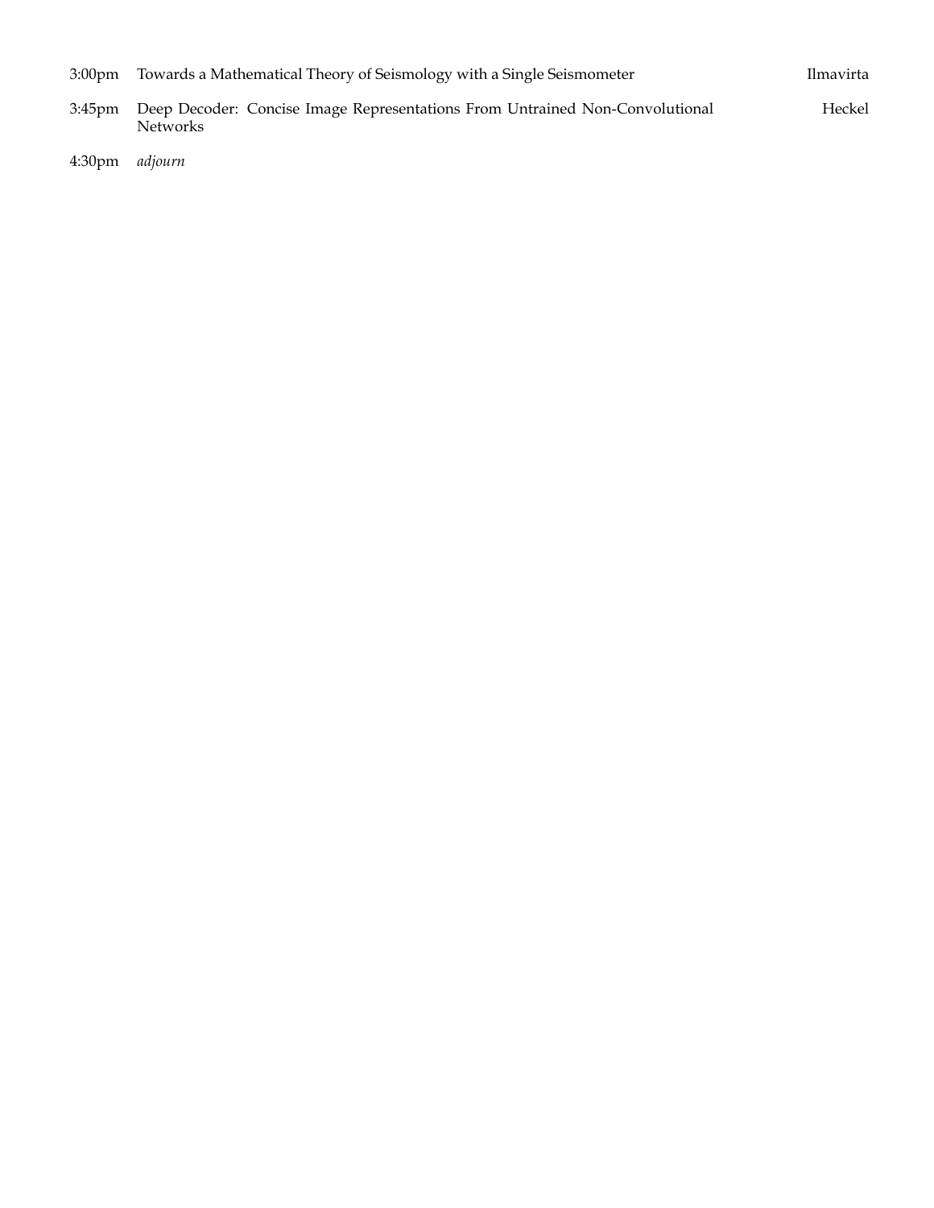| | | |
|---|---|---|
| 3:00pm | Towards a Mathematical Theory of Seismology with a Single Seismometer | Ilmavirta |
| 3:45pm | Deep Decoder: Concise Image Representations From Untrained Non-Convolutional Networks | Heckel |
| 4:30pm | *adjourn* | |